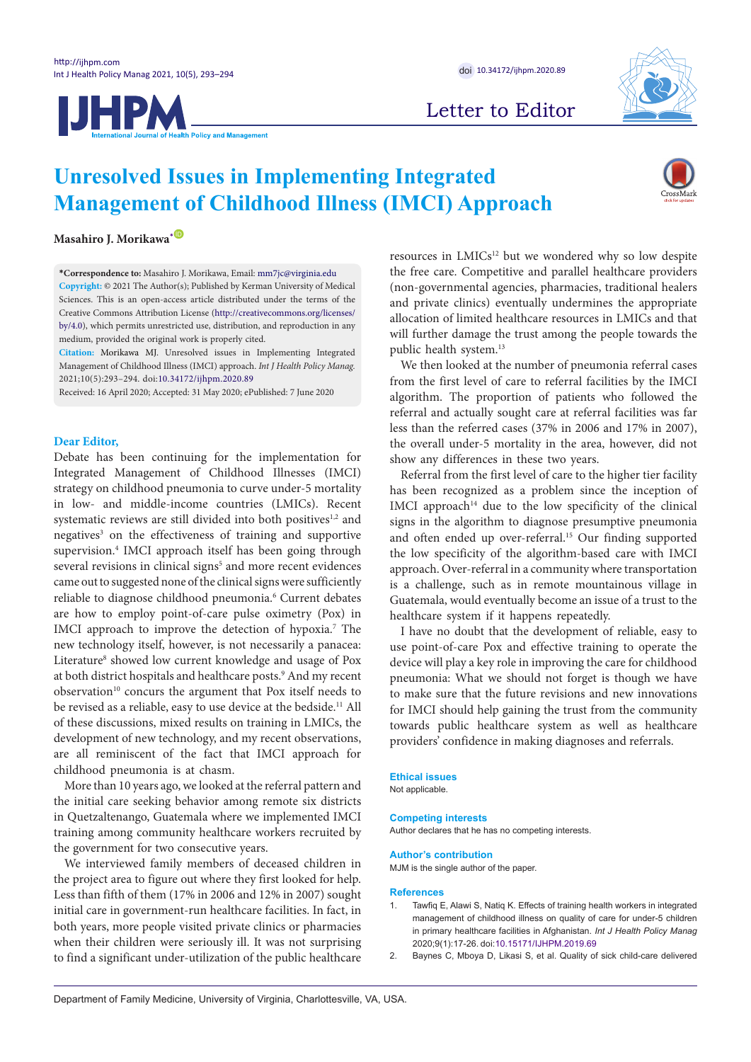Letter to Editor

# Unresolved Issues in Implementing Integrated Management of Childhood Illness (IMCI) Approach

**Masahiro J. Morikawa***

**\*Correspondence to:** Masahiro J. Morikawa, Email: mm7jc@virginia.edu

**Copyright:** © 2021 The Author(s); Published by Kerman University of Medical Sciences. This is an open-access article distributed under the terms of the Creative Commons Attribution License (http://creativecommons.org/licenses/by/4.0), which permits unrestricted use, distribution, and reproduction in any medium, provided the original work is properly cited.

**Citation:** Morikawa MJ. Unresolved issues in Implementing Integrated Management of Childhood Illness (IMCI) approach. *Int J Health Policy Manag.* 2021;10(5):293–294. doi:10.34172/ijhpm.2020.89

Received: 16 April 2020; Accepted: 31 May 2020; ePublished: 7 June 2020

**Dear Editor,**

Debate has been continuing for the implementation for Integrated Management of Childhood Illnesses (IMCI) strategy on childhood pneumonia to curve under-5 mortality in low- and middle-income countries (LMICs). Recent systematic reviews are still divided into both positives[1,2] and negatives[3] on the effectiveness of training and supportive supervision.[4] IMCI approach itself has been going through several revisions in clinical signs[5] and more recent evidences came out to suggested none of the clinical signs were sufficiently reliable to diagnose childhood pneumonia.[6] Current debates are how to employ point-of-care pulse oximetry (Pox) in IMCI approach to improve the detection of hypoxia.[7] The new technology itself, however, is not necessarily a panacea: Literature[8] showed low current knowledge and usage of Pox at both district hospitals and healthcare posts.[9] And my recent observation[10] concurs the argument that Pox itself needs to be revised as a reliable, easy to use device at the bedside.[11] All of these discussions, mixed results on training in LMICs, the development of new technology, and my recent observations, are all reminiscent of the fact that IMCI approach for childhood pneumonia is at chasm.

More than 10 years ago, we looked at the referral pattern and the initial care seeking behavior among remote six districts in Quetzaltenango, Guatemala where we implemented IMCI training among community healthcare workers recruited by the government for two consecutive years.

We interviewed family members of deceased children in the project area to figure out where they first looked for help. Less than fifth of them (17% in 2006 and 12% in 2007) sought initial care in government-run healthcare facilities. In fact, in both years, more people visited private clinics or pharmacies when their children were seriously ill. It was not surprising to find a significant under-utilization of the public healthcare resources in LMICs[12] but we wondered why so low despite the free care. Competitive and parallel healthcare providers (non-governmental agencies, pharmacies, traditional healers and private clinics) eventually undermines the appropriate allocation of limited healthcare resources in LMICs and that will further damage the trust among the people towards the public health system.[13]

We then looked at the number of pneumonia referral cases from the first level of care to referral facilities by the IMCI algorithm. The proportion of patients who followed the referral and actually sought care at referral facilities was far less than the referred cases (37% in 2006 and 17% in 2007), the overall under-5 mortality in the area, however, did not show any differences in these two years.

Referral from the first level of care to the higher tier facility has been recognized as a problem since the inception of IMCI approach[14] due to the low specificity of the clinical signs in the algorithm to diagnose presumptive pneumonia and often ended up over-referral.[15] Our finding supported the low specificity of the algorithm-based care with IMCI approach. Over-referral in a community where transportation is a challenge, such as in remote mountainous village in Guatemala, would eventually become an issue of a trust to the healthcare system if it happens repeatedly.

I have no doubt that the development of reliable, easy to use point-of-care Pox and effective training to operate the device will play a key role in improving the care for childhood pneumonia: What we should not forget is though we have to make sure that the future revisions and new innovations for IMCI should help gaining the trust from the community towards public healthcare system as well as healthcare providers' confidence in making diagnoses and referrals.

## Ethical issues

Not applicable.

## Competing interests

Author declares that he has no competing interests.

## Author's contribution

MJM is the single author of the paper.

## References

1. Tawfiq E, Alawi S, Natiq K. Effects of training health workers in integrated management of childhood illness on quality of care for under-5 children in primary healthcare facilities in Afghanistan. *Int J Health Policy Manag* 2020;9(1):17-26. doi:10.15171/IJHPM.2019.69
2. Baynes C, Mboya D, Likasi S, et al. Quality of sick child-care delivered

Department of Family Medicine, University of Virginia, Charlottesville, VA, USA.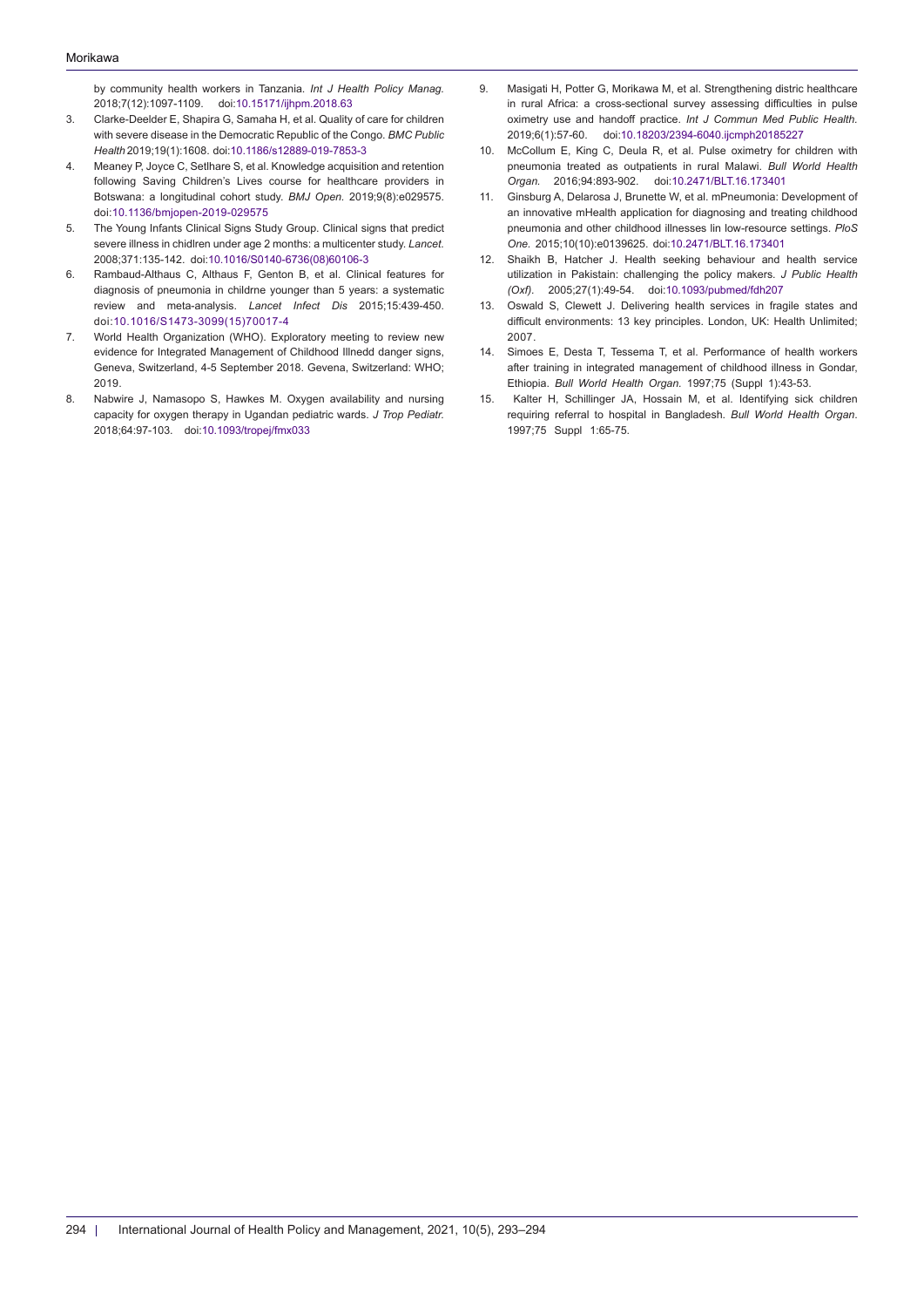by community health workers in Tanzania. *Int J Health Policy Manag.* 2018;7(12):1097-1109. doi:10.15171/ijhpm.2018.63

3. Clarke-Deelder E, Shapira G, Samaha H, et al. Quality of care for children with severe disease in the Democratic Republic of the Congo. *BMC Public Health* 2019;19(1):1608. doi:10.1186/s12889-019-7853-3
4. Meaney P, Joyce C, Setlhare S, et al. Knowledge acquisition and retention following Saving Children's Lives course for healthcare providers in Botswana: a longitudinal cohort study. *BMJ Open.* 2019;9(8):e029575. doi:10.1136/bmjopen-2019-029575
5. The Young Infants Clinical Signs Study Group. Clinical signs that predict severe illness in chidlren under age 2 months: a multicenter study. *Lancet.* 2008;371:135-142. doi:10.1016/S0140-6736(08)60106-3
6. Rambaud-Althaus C, Althaus F, Genton B, et al. Clinical features for diagnosis of pneumonia in childrne younger than 5 years: a systematic review and meta-analysis. *Lancet Infect Dis* 2015;15:439-450. doi:10.1016/S1473-3099(15)70017-4
7. World Health Organization (WHO). Exploratory meeting to review new evidence for Integrated Management of Childhood Illnedd danger signs, Geneva, Switzerland, 4-5 September 2018. Gevena, Switzerland: WHO; 2019.
8. Nabwire J, Namasopo S, Hawkes M. Oxygen availability and nursing capacity for oxygen therapy in Ugandan pediatric wards. *J Trop Pediatr.* 2018;64:97-103. doi:10.1093/tropej/fmx033
9. Masigati H, Potter G, Morikawa M, et al. Strengthening distric healthcare in rural Africa: a cross-sectional survey assessing difficulties in pulse oximetry use and handoff practice. *Int J Commun Med Public Health.* 2019;6(1):57-60. doi:10.18203/2394-6040.ijcmph20185227
10. McCollum E, King C, Deula R, et al. Pulse oximetry for children with pneumonia treated as outpatients in rural Malawi. *Bull World Health Organ.* 2016;94:893-902. doi:10.2471/BLT.16.173401
11. Ginsburg A, Delarosa J, Brunette W, et al. mPneumonia: Development of an innovative mHealth application for diagnosing and treating childhood pneumonia and other childhood illnesses lin low-resource settings. *PloS One.* 2015;10(10):e0139625. doi:10.2471/BLT.16.173401
12. Shaikh B, Hatcher J. Health seeking behaviour and health service utilization in Pakistan: challenging the policy makers. *J Public Health (Oxf).* 2005;27(1):49-54. doi:10.1093/pubmed/fdh207
13. Oswald S, Clewett J. Delivering health services in fragile states and difficult environments: 13 key principles. London, UK: Health Unlimited; 2007.
14. Simoes E, Desta T, Tessema T, et al. Performance of health workers after training in integrated management of childhood illness in Gondar, Ethiopia. *Bull World Health Organ.* 1997;75 (Suppl 1):43-53.
15. Kalter H, Schillinger JA, Hossain M, et al. Identifying sick children requiring referral to hospital in Bangladesh. *Bull World Health Organ.* 1997;75 Suppl 1:65-75.